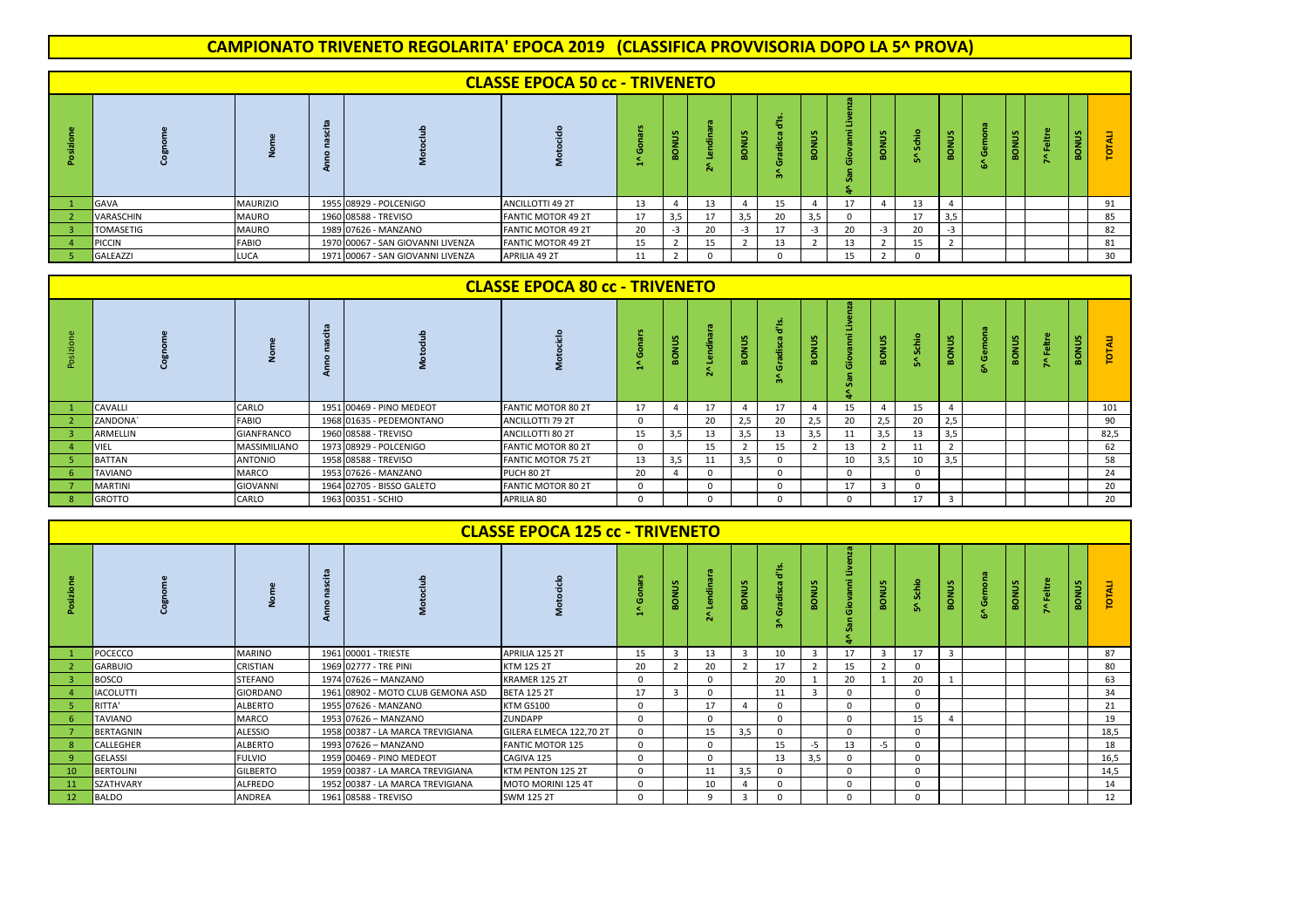# CAMPIONATO TRIVENETO REGOLARITA' EPOCA 2019 (CLASSIFICA PROVVISORIA DOPO LA 5^ PROVA)

## CLASSE EPOCA 50 cc - TRIVENETO

| Posizione | Cognome | Nome | Anno nascita | Motoclub | Motociclo | 1^ Gonars | BONUS | 2^ Lendinara | BONUS | 3^ Gradisca d'Is. | BONUS | 4^ San Giovanni Livenza | BONUS | 5^ Schio | BONUS | 6^ Gemona | BONUS | 7^ Feltre | BONUS | TOTALI |
|---|---|---|---|---|---|---|---|---|---|---|---|---|---|---|---|---|---|---|---|---|
| 1 | GAVA | MAURIZIO | 1955 | 08929 - POLCENIGO | ANCILLOTTI 49 2T | 13 | 4 | 13 | 4 | 15 | 4 | 17 | 4 | 13 | 4 | | | | | 91 |
| 2 | VARASCHIN | MAURO | 1960 | 08588 - TREVISO | FANTIC MOTOR 49 2T | 17 | 3,5 | 17 | 3,5 | 20 | 3,5 | 0 | | 17 | 3,5 | | | | | 85 |
| 3 | TOMASETIG | MAURO | 1989 | 07626 - MANZANO | FANTIC MOTOR 49 2T | 20 | -3 | 20 | -3 | 17 | -3 | 20 | -3 | 20 | -3 | | | | | 82 |
| 4 | PICCIN | FABIO | 1970 | 00067 - SAN GIOVANNI LIVENZA | FANTIC MOTOR 49 2T | 15 | 2 | 15 | 2 | 13 | 2 | 13 | 2 | 15 | 2 | | | | | 81 |
| 5 | GALEAZZI | LUCA | 1971 | 00067 - SAN GIOVANNI LIVENZA | APRILIA 49 2T | 11 | 2 | 0 | | 0 | | 15 | 2 | 0 | | | | | | 30 |

## CLASSE EPOCA 80 cc - TRIVENETO

| Posizione | Cognome | Nome | Anno nascita | Motoclub | Motociclo | 1^ Gonars | BONUS | 2^ Lendinara | BONUS | 3^ Gradisca d'Is. | BONUS | 4^ San Giovanni Livenza | BONUS | 5^ Schio | BONUS | 6^ Gemona | BONUS | 7^ Feltre | BONUS | TOTALI |
|---|---|---|---|---|---|---|---|---|---|---|---|---|---|---|---|---|---|---|---|---|
| 1 | CAVALLI | CARLO | 1951 | 00469 - PINO MEDEOT | FANTIC MOTOR 80 2T | 17 | 4 | 17 | 4 | 17 | 4 | 15 | 4 | 15 | 4 | | | | | 101 |
| 2 | ZANDONA` | FABIO | 1968 | 01635 - PEDEMONTANO | ANCILLOTTI 79 2T | 0 | | 20 | 2,5 | 20 | 2,5 | 20 | 2,5 | 20 | 2,5 | | | | | 90 |
| 3 | ARMELLIN | GIANFRANCO | 1960 | 08588 - TREVISO | ANCILLOTTI 80 2T | 15 | 3,5 | 13 | 3,5 | 13 | 3,5 | 11 | 3,5 | 13 | 3,5 | | | | | 82,5 |
| 4 | VIEL | MASSIMILIANO | 1973 | 08929 - POLCENIGO | FANTIC MOTOR 80 2T | 0 | | 15 | 2 | 15 | 2 | 13 | 2 | 11 | 2 | | | | | 62 |
| 5 | BATTAN | ANTONIO | 1958 | 08588 - TREVISO | FANTIC MOTOR 75 2T | 13 | 3,5 | 11 | 3,5 | 0 | | 10 | 3,5 | 10 | 3,5 | | | | | 58 |
| 6 | TAVIANO | MARCO | 1953 | 07626 - MANZANO | PUCH 80 2T | 20 | 4 | 0 | | 0 | | 0 | | 0 | | | | | | 24 |
| 7 | MARTINI | GIOVANNI | 1964 | 02705 - BISSO GALETO | FANTIC MOTOR 80 2T | 0 | | 0 | | 0 | | 17 | 3 | 0 | | | | | | 20 |
| 8 | GROTTO | CARLO | 1963 | 00351 - SCHIO | APRILIA 80 | 0 | | 0 | | 0 | | 0 | | 17 | 3 | | | | | 20 |

## CLASSE EPOCA 125 cc - TRIVENETO

| Posizione | Cognome | Nome | Anno nascita | Motoclub | Motociclo | 1^ Gonars | BONUS | 2^ Lendinara | BONUS | 3^ Gradisca d'Is. | BONUS | 4^ San Giovanni Livenza | BONUS | 5^ Schio | BONUS | 6^ Gemona | BONUS | 7^ Feltre | BONUS | TOTALI |
|---|---|---|---|---|---|---|---|---|---|---|---|---|---|---|---|---|---|---|---|---|
| 1 | POCECCO | MARINO | 1961 | 00001 - TRIESTE | APRILIA 125 2T | 15 | 3 | 13 | 3 | 10 | 3 | 17 | 3 | 17 | 3 | | | | | 87 |
| 2 | GARBUIO | CRISTIAN | 1969 | 02777 - TRE PINI | KTM 125 2T | 20 | 2 | 20 | 2 | 17 | 2 | 15 | 2 | 0 | | | | | | 80 |
| 3 | BOSCO | STEFANO | 1974 | 07626 – MANZANO | KRAMER 125 2T | 0 | | 0 | | 20 | 1 | 20 | 1 | 20 | 1 | | | | | 63 |
| 4 | IACOLUTTI | GIORDANO | 1961 | 08902 - MOTO CLUB GEMONA ASD | BETA 125 2T | 17 | 3 | 0 | | 11 | 3 | 0 | | 0 | | | | | | 34 |
| 5 | RITTA' | ALBERTO | 1955 | 07626 - MANZANO | KTM GS100 | 0 | | 17 | 4 | 0 | | 0 | | 0 | | | | | | 21 |
| 6 | TAVIANO | MARCO | 1953 | 07626 – MANZANO | ZUNDAPP | 0 | | 0 | | 0 | | 0 | | 15 | 4 | | | | | 19 |
| 7 | BERTAGNIN | ALESSIO | 1958 | 00387 - LA MARCA TREVIGIANA | GILERA ELMECA 122,70 2T | 0 | | 15 | 3,5 | 0 | | 0 | | 0 | | | | | | 18,5 |
| 8 | CALLEGHER | ALBERTO | 1993 | 07626 – MANZANO | FANTIC MOTOR 125 | 0 | | 0 | | 15 | -5 | 13 | -5 | 0 | | | | | | 18 |
| 9 | GELASSI | FULVIO | 1959 | 00469 - PINO MEDEOT | CAGIVA 125 | 0 | | 0 | | 13 | 3,5 | 0 | | 0 | | | | | | 16,5 |
| 10 | BERTOLINI | GILBERTO | 1959 | 00387 - LA MARCA TREVIGIANA | KTM PENTON 125 2T | 0 | | 11 | 3,5 | 0 | | 0 | | 0 | | | | | | 14,5 |
| 11 | SZATHVARY | ALFREDO | 1952 | 00387 - LA MARCA TREVIGIANA | MOTO MORINI 125 4T | 0 | | 10 | 4 | 0 | | 0 | | 0 | | | | | | 14 |
| 12 | BALDO | ANDREA | 1961 | 08588 - TREVISO | SWM 125 2T | 0 | | 9 | 3 | 0 | | 0 | | 0 | | | | | | 12 |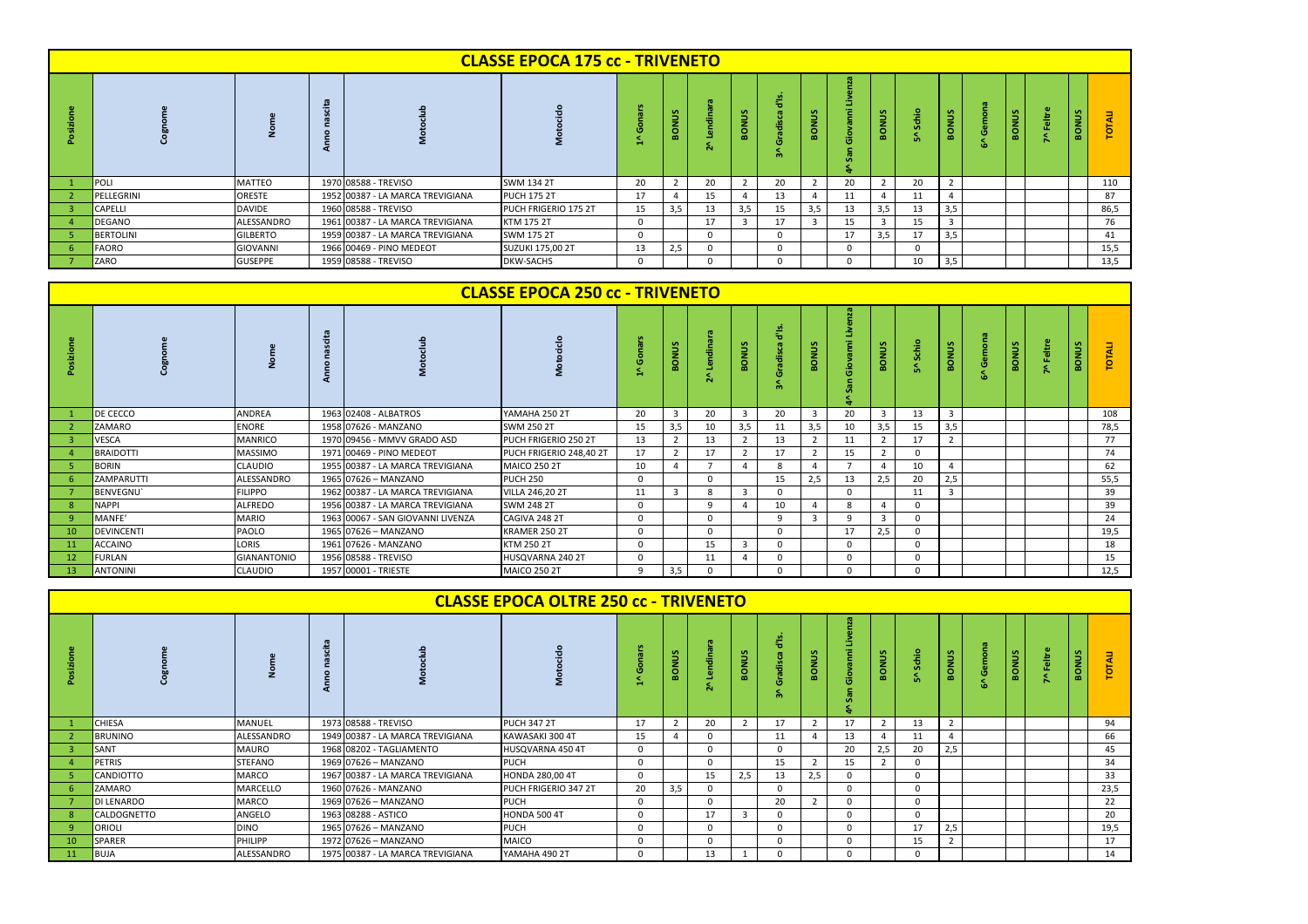## CLASSE EPOCA 175 cc - TRIVENETO

| Posizione | Cognome | Nome | Anno nascita | Motoclub | Motociclo | 1^ Gonars | BONUS | 2^ Lendinara | BONUS | 3^ Gradisca d'Is. | BONUS | 4^ San Giovanni Livenza | BONUS | 5^ Schio | BONUS | 6^ Gemona | BONUS | 7^ Feltre | BONUS | TOTALI |
|---|---|---|---|---|---|---|---|---|---|---|---|---|---|---|---|---|---|---|---|---|
| 1 | POLI | MATTEO | 1970 | 08588 - TREVISO | SWM 134 2T | 20 | 2 | 20 | 2 | 20 | 2 | 20 | 2 | 20 | 2 | | | | | 110 |
| 2 | PELLEGRINI | ORESTE | 1952 | 00387 - LA MARCA TREVIGIANA | PUCH 175 2T | 17 | 4 | 15 | 4 | 13 | 4 | 11 | 4 | 11 | 4 | | | | | 87 |
| 3 | CAPELLI | DAVIDE | 1960 | 08588 - TREVISO | PUCH FRIGERIO 175 2T | 15 | 3,5 | 13 | 3,5 | 15 | 3,5 | 13 | 3,5 | 13 | 3,5 | | | | | 86,5 |
| 4 | DEGANO | ALESSANDRO | 1961 | 00387 - LA MARCA TREVIGIANA | KTM 175 2T | 0 | | 17 | 3 | 17 | 3 | 15 | 3 | 15 | 3 | | | | | 76 |
| 5 | BERTOLINI | GILBERTO | 1959 | 00387 - LA MARCA TREVIGIANA | SWM 175 2T | 0 | | 0 | | 0 | | 17 | 3,5 | 17 | 3,5 | | | | | 41 |
| 6 | FAORO | GIOVANNI | 1966 | 00469 - PINO MEDEOT | SUZUKI 175,00 2T | 13 | 2,5 | 0 | | 0 | | 0 | | 0 | | | | | | 15,5 |
| 7 | ZARO | GUSEPPE | 1959 | 08588 - TREVISO | DKW-SACHS | 0 | | 0 | | 0 | | 0 | | 10 | 3,5 | | | | | 13,5 |

## CLASSE EPOCA 250 cc - TRIVENETO

| Posizione | Cognome | Nome | Anno nascita | Motoclub | Motociclo | 1^ Gonars | BONUS | 2^ Lendinara | BONUS | 3^ Gradisca d'Is. | BONUS | 4^ San Giovanni Livenza | BONUS | 5^ Schio | BONUS | 6^ Gemona | BONUS | 7^ Feltre | BONUS | TOTALI |
|---|---|---|---|---|---|---|---|---|---|---|---|---|---|---|---|---|---|---|---|---|
| 1 | DE CECCO | ANDREA | 1963 | 02408 - ALBATROS | YAMAHA 250 2T | 20 | 3 | 20 | 3 | 20 | 3 | 20 | 3 | 13 | 3 | | | | | 108 |
| 2 | ZAMARO | ENORE | 1958 | 07626 - MANZANO | SWM 250 2T | 15 | 3,5 | 10 | 3,5 | 11 | 3,5 | 10 | 3,5 | 15 | 3,5 | | | | | 78,5 |
| 3 | VESCA | MANRICO | 1970 | 09456 - MMVV GRADO ASD | PUCH FRIGERIO 250 2T | 13 | 2 | 13 | 2 | 13 | 2 | 11 | 2 | 17 | 2 | | | | | 77 |
| 4 | BRAIDOTTI | MASSIMO | 1971 | 00469 - PINO MEDEOT | PUCH FRIGERIO 248,40 2T | 17 | 2 | 17 | 2 | 17 | 2 | 15 | 2 | 0 | | | | | | 74 |
| 5 | BORIN | CLAUDIO | 1955 | 00387 - LA MARCA TREVIGIANA | MAICO 250 2T | 10 | 4 | 7 | 4 | 8 | 4 | 7 | 4 | 10 | 4 | | | | | 62 |
| 6 | ZAMPARUTTI | ALESSANDRO | 1965 | 07626 – MANZANO | PUCH 250 | 0 | | 0 | | 15 | 2,5 | 13 | 2,5 | 20 | 2,5 | | | | | 55,5 |
| 7 | BENVEGNU` | FILIPPO | 1962 | 00387 - LA MARCA TREVIGIANA | VILLA 246,20 2T | 11 | 3 | 8 | 3 | 0 | | 0 | | 11 | 3 | | | | | 39 |
| 8 | NAPPI | ALFREDO | 1956 | 00387 - LA MARCA TREVIGIANA | SWM 248 2T | 0 | | 9 | 4 | 10 | 4 | 8 | 4 | 0 | | | | | | 39 |
| 9 | MANFE' | MARIO | 1963 | 00067 - SAN GIOVANNI LIVENZA | CAGIVA 248 2T | 0 | | 0 | | 9 | 3 | 9 | 3 | 0 | | | | | | 24 |
| 10 | DEVINCENTI | PAOLO | 1965 | 07626 – MANZANO | KRAMER 250 2T | 0 | | 0 | | 0 | | 17 | 2,5 | 0 | | | | | | 19,5 |
| 11 | ACCAINO | LORIS | 1961 | 07626 - MANZANO | KTM 250 2T | 0 | | 15 | 3 | 0 | | 0 | | 0 | | | | | | 18 |
| 12 | FURLAN | GIANANTONIO | 1956 | 08588 - TREVISO | HUSQVARNA 240 2T | 0 | | 11 | 4 | 0 | | 0 | | 0 | | | | | | 15 |
| 13 | ANTONINI | CLAUDIO | 1957 | 00001 - TRIESTE | MAICO 250 2T | 9 | 3,5 | 0 | | 0 | | 0 | | 0 | | | | | | 12,5 |

## CLASSE EPOCA OLTRE 250 cc - TRIVENETO

| Posizione | Cognome | Nome | Anno nascita | Motoclub | Motociclo | 1^ Gonars | BONUS | 2^ Lendinara | BONUS | 3^ Gradisca d'Is. | BONUS | 4^ San Giovanni Livenza | BONUS | 5^ Schio | BONUS | 6^ Gemona | BONUS | 7^ Feltre | BONUS | TOTALI |
|---|---|---|---|---|---|---|---|---|---|---|---|---|---|---|---|---|---|---|---|---|
| 1 | CHIESA | MANUEL | 1973 | 08588 - TREVISO | PUCH 347 2T | 17 | 2 | 20 | 2 | 17 | 2 | 17 | 2 | 13 | 2 | | | | | 94 |
| 2 | BRUNINO | ALESSANDRO | 1949 | 00387 - LA MARCA TREVIGIANA | KAWASAKI 300 4T | 15 | 4 | 0 | | 11 | 4 | 13 | 4 | 11 | 4 | | | | | 66 |
| 3 | SANT | MAURO | 1968 | 08202 - TAGLIAMENTO | HUSQVARNA 450 4T | 0 | | 0 | | 0 | | 20 | 2,5 | 20 | 2,5 | | | | | 45 |
| 4 | PETRIS | STEFANO | 1969 | 07626 – MANZANO | PUCH | 0 | | 0 | | 15 | 2 | 15 | 2 | 0 | | | | | | 34 |
| 5 | CANDIOTTO | MARCO | 1967 | 00387 - LA MARCA TREVIGIANA | HONDA 280,00 4T | 0 | | 15 | 2,5 | 13 | 2,5 | 0 | | 0 | | | | | | 33 |
| 6 | ZAMARO | MARCELLO | 1960 | 07626 - MANZANO | PUCH FRIGERIO 347 2T | 20 | 3,5 | 0 | | 0 | | 0 | | 0 | | | | | | 23,5 |
| 7 | DI LENARDO | MARCO | 1969 | 07626 – MANZANO | PUCH | 0 | | 0 | | 20 | 2 | 0 | | 0 | | | | | | 22 |
| 8 | CALDOGNETTO | ANGELO | 1963 | 08288 - ASTICO | HONDA 500 4T | 0 | | 17 | 3 | 0 | | 0 | | 0 | | | | | | 20 |
| 9 | ORIOLI | DINO | 1965 | 07626 – MANZANO | PUCH | 0 | | 0 | | 0 | | 0 | | 17 | 2,5 | | | | | 19,5 |
| 10 | SPARER | PHILIPP | 1972 | 07626 – MANZANO | MAICO | 0 | | 0 | | 0 | | 0 | | 15 | 2 | | | | | 17 |
| 11 | BUJA | ALESSANDRO | 1975 | 00387 - LA MARCA TREVIGIANA | YAMAHA 490 2T | 0 | | 13 | 1 | 0 | | 0 | | 0 | | | | | | 14 |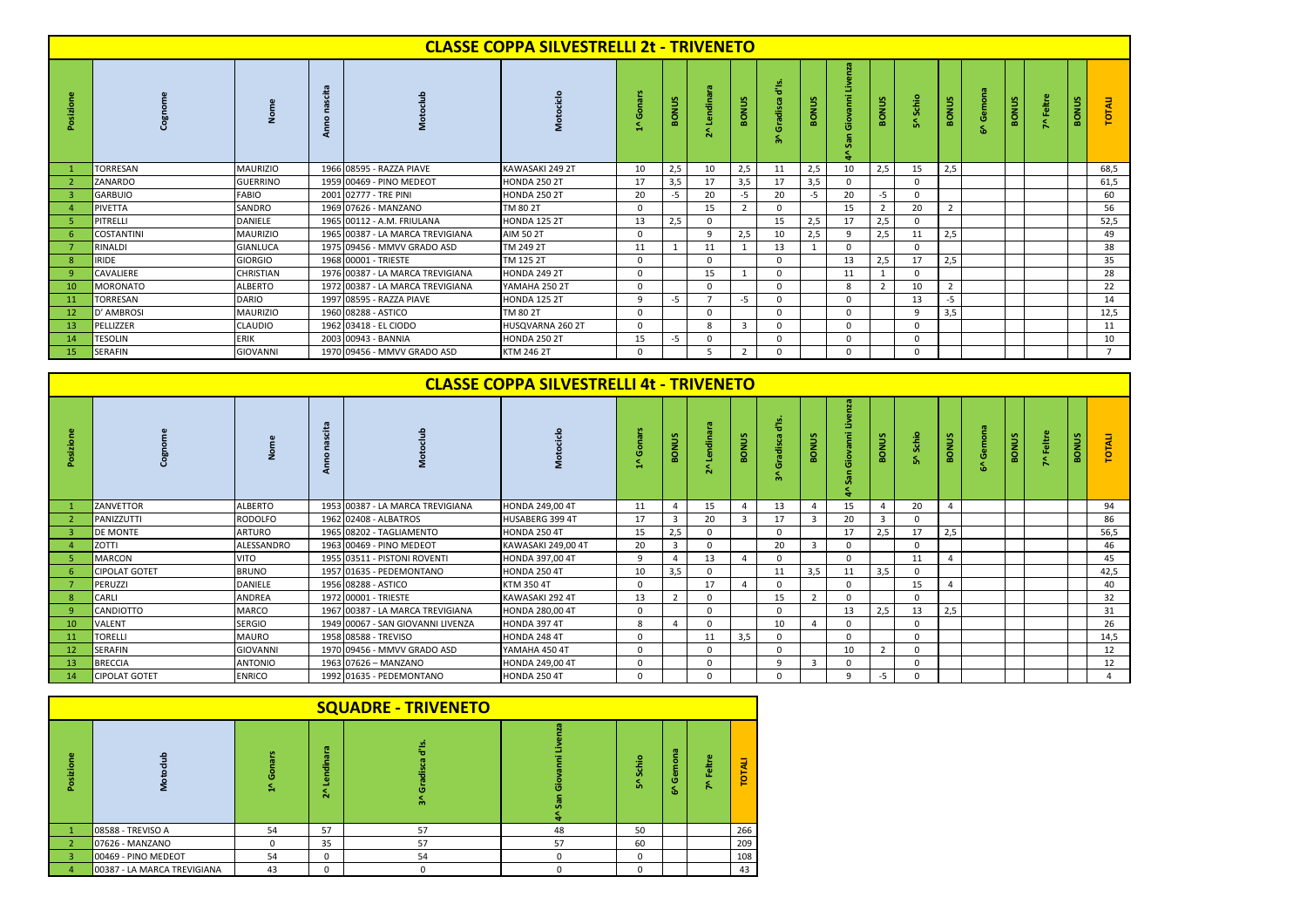## CLASSE COPPA SILVESTRELLI 2t - TRIVENETO

| Posizione | Cognome | Nome | Anno nascita | Motoclub | Motociclo | 1^ Gonars | BONUS | 2^ Lendinara | BONUS | 3^ Gradisca d'Is. | BONUS | 4^ San Giovanni Livenza | BONUS | 5^ Schio | BONUS | 6^ Gemona | BONUS | 7^ Feltre | BONUS | TOTALI |
|---|---|---|---|---|---|---|---|---|---|---|---|---|---|---|---|---|---|---|---|---|
| 1 | TORRESAN | MAURIZIO | 1966 | 08595 - RAZZA PIAVE | KAWASAKI 249 2T | 10 | 2,5 | 10 | 2,5 | 11 | 2,5 | 10 | 2,5 | 15 | 2,5 | | | | | 68,5 |
| 2 | ZANARDO | GUERRINO | 1959 | 00469 - PINO MEDEOT | HONDA 250 2T | 17 | 3,5 | 17 | 3,5 | 17 | 3,5 | 0 | | 0 | | | | | | 61,5 |
| 3 | GARBUIO | FABIO | 2001 | 02777 - TRE PINI | HONDA 250 2T | 20 | -5 | 20 | -5 | 20 | -5 | 20 | -5 | 0 | | | | | | 60 |
| 4 | PIVETTA | SANDRO | 1969 | 07626 - MANZANO | TM 80 2T | 0 | | 15 | 2 | 0 | | 15 | 2 | 20 | 2 | | | | | 56 |
| 5 | PITRELLI | DANIELE | 1965 | 00112 - A.M. FRIULANA | HONDA 125 2T | 13 | 2,5 | 0 | | 15 | 2,5 | 17 | 2,5 | 0 | | | | | | 52,5 |
| 6 | COSTANTINI | MAURIZIO | 1965 | 00387 - LA MARCA TREVIGIANA | AIM 50 2T | 0 | | 9 | 2,5 | 10 | 2,5 | 9 | 2,5 | 11 | 2,5 | | | | | 49 |
| 7 | RINALDI | GIANLUCA | 1975 | 09456 - MMVV GRADO ASD | TM 249 2T | 11 | 1 | 11 | 1 | 13 | 1 | 0 | | 0 | | | | | | 38 |
| 8 | IRIDE | GIORGIO | 1968 | 00001 - TRIESTE | TM 125 2T | 0 | | 0 | | 0 | | 13 | 2,5 | 17 | 2,5 | | | | | 35 |
| 9 | CAVALIERE | CHRISTIAN | 1976 | 00387 - LA MARCA TREVIGIANA | HONDA 249 2T | 0 | | 15 | 1 | 0 | | 11 | 1 | 0 | | | | | | 28 |
| 10 | MORONATO | ALBERTO | 1972 | 00387 - LA MARCA TREVIGIANA | YAMAHA 250 2T | 0 | | 0 | | 0 | | 8 | 2 | 10 | 2 | | | | | 22 |
| 11 | TORRESAN | DARIO | 1997 | 08595 - RAZZA PIAVE | HONDA 125 2T | 9 | -5 | 7 | -5 | 0 | | 0 | | 13 | -5 | | | | | 14 |
| 12 | D' AMBROSI | MAURIZIO | 1960 | 08288 - ASTICO | TM 80 2T | 0 | | 0 | | 0 | | 0 | | 9 | 3,5 | | | | | 12,5 |
| 13 | PELLIZZER | CLAUDIO | 1962 | 03418 - EL CIODO | HUSQVARNA 260 2T | 0 | | 8 | 3 | 0 | | 0 | | 0 | | | | | | 11 |
| 14 | TESOLIN | ERIK | 2003 | 00943 - BANNIA | HONDA 250 2T | 15 | -5 | 0 | | 0 | | 0 | | 0 | | | | | | 10 |
| 15 | SERAFIN | GIOVANNI | 1970 | 09456 - MMVV GRADO ASD | KTM 246 2T | 0 | | 5 | 2 | 0 | | 0 | | 0 | | | | | | 7 |

## CLASSE COPPA SILVESTRELLI 4t - TRIVENETO

| Posizione | Cognome | Nome | Anno nascita | Motoclub | Motociclo | 1^ Gonars | BONUS | 2^ Lendinara | BONUS | 3^ Gradisca d'Is. | BONUS | 4^ San Giovanni Livenza | BONUS | 5^ Schio | BONUS | 6^ Gemona | BONUS | 7^ Feltre | BONUS | TOTALI |
|---|---|---|---|---|---|---|---|---|---|---|---|---|---|---|---|---|---|---|---|---|
| 1 | ZANVETTOR | ALBERTO | 1953 | 00387 - LA MARCA TREVIGIANA | HONDA 249,00 4T | 11 | 4 | 15 | 4 | 13 | 4 | 15 | 4 | 20 | 4 | | | | | 94 |
| 2 | PANIZZUTTI | RODOLFO | 1962 | 02408 - ALBATROS | HUSABERG 399 4T | 17 | 3 | 20 | 3 | 17 | 3 | 20 | 3 | 0 | | | | | | 86 |
| 3 | DE MONTE | ARTURO | 1965 | 08202 - TAGLIAMENTO | HONDA 250 4T | 15 | 2,5 | 0 | | 0 | | 17 | 2,5 | 17 | 2,5 | | | | | 56,5 |
| 4 | ZOTTI | ALESSANDRO | 1963 | 00469 - PINO MEDEOT | KAWASAKI 249,00 4T | 20 | 3 | 0 | | 20 | 3 | 0 | | 0 | | | | | | 46 |
| 5 | MARCON | VITO | 1955 | 03511 - PISTONI ROVENTI | HONDA 397,00 4T | 9 | 4 | 13 | 4 | 0 | | 0 | | 11 | 4 | | | | | 45 |
| 6 | CIPOLAT GOTET | BRUNO | 1957 | 01635 - PEDEMONTANO | HONDA 250 4T | 10 | 3,5 | 0 | | 11 | 3,5 | 11 | 3,5 | 0 | | | | | | 42,5 |
| 7 | PERUZZI | DANIELE | 1956 | 08288 - ASTICO | KTM 350 4T | 0 | | 17 | 4 | 0 | | 0 | | 15 | 4 | | | | | 40 |
| 8 | CARLI | ANDREA | 1972 | 00001 - TRIESTE | KAWASAKI 292 4T | 13 | 2 | 0 | | 15 | 2 | 0 | | 0 | | | | | | 32 |
| 9 | CANDIOTTO | MARCO | 1967 | 00387 - LA MARCA TREVIGIANA | HONDA 280,00 4T | 0 | | 0 | | 0 | | 13 | 2,5 | 13 | 2,5 | | | | | 31 |
| 10 | VALENT | SERGIO | 1949 | 00067 - SAN GIOVANNI LIVENZA | HONDA 397 4T | 8 | 4 | 0 | | 10 | 4 | 0 | | 0 | | | | | | 26 |
| 11 | TORELLI | MAURO | 1958 | 08588 - TREVISO | HONDA 248 4T | 0 | | 11 | 3,5 | 0 | | 0 | | 0 | | | | | | 14,5 |
| 12 | SERAFIN | GIOVANNI | 1970 | 09456 - MMVV GRADO ASD | YAMAHA 450 4T | 0 | | 0 | | 0 | | 10 | 2 | 0 | | | | | | 12 |
| 13 | BRECCIA | ANTONIO | 1963 | 07626 – MANZANO | HONDA 249,00 4T | 0 | | 0 | | 9 | 3 | 0 | | 0 | | | | | | 12 |
| 14 | CIPOLAT GOTET | ENRICO | 1992 | 01635 - PEDEMONTANO | HONDA 250 4T | 0 | | 0 | | 0 | | 9 | -5 | 0 | | | | | | 4 |

## SQUADRE - TRIVENETO

| Posizione | Motoclub | 1^ Gonars | 2^ Lendinara | 3^ Gradisca d'Is. | 4^ San Giovanni Livenza | 5^ Schio | 6^ Gemona | 7^ Feltre | TOTALI |
|---|---|---|---|---|---|---|---|---|---|
| 1 | 08588 - TREVISO A | 54 | 57 | 57 | 48 | 50 | | | 266 |
| 2 | 07626 - MANZANO | 0 | 35 | 57 | 57 | 60 | | | 209 |
| 3 | 00469 - PINO MEDEOT | 54 | 0 | 54 | 0 | 0 | | | 108 |
| 4 | 00387 - LA MARCA TREVIGIANA | 43 | 0 | 0 | 0 | 0 | | | 43 |